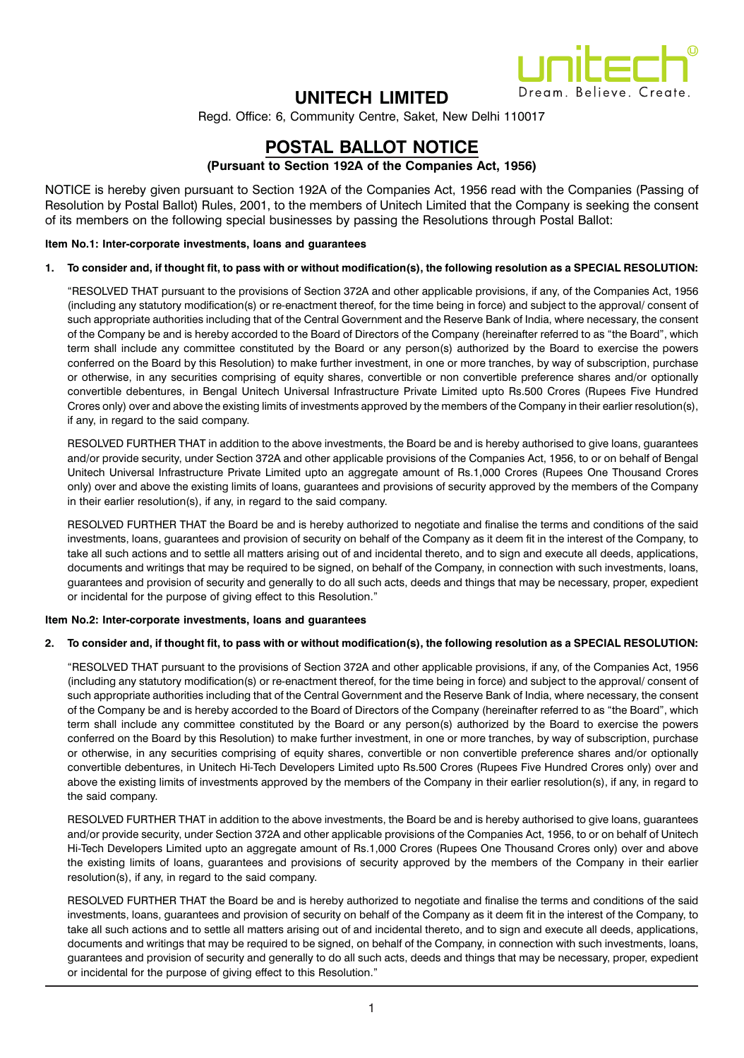unitech
Dream. Believe. Create.

# UNITECH LIMITED

Regd. Office: 6, Community Centre, Saket, New Delhi 110017

## POSTAL BALLOT NOTICE

**(Pursuant to Section 192A of the Companies Act, 1956)**

NOTICE is hereby given pursuant to Section 192A of the Companies Act, 1956 read with the Companies (Passing of Resolution by Postal Ballot) Rules, 2001, to the members of Unitech Limited that the Company is seeking the consent of its members on the following special businesses by passing the Resolutions through Postal Ballot:

**Item No.1: Inter-corporate investments, loans and guarantees**

1. **To consider and, if thought fit, to pass with or without modification(s), the following resolution as a SPECIAL RESOLUTION:**

   "RESOLVED THAT pursuant to the provisions of Section 372A and other applicable provisions, if any, of the Companies Act, 1956 (including any statutory modification(s) or re-enactment thereof, for the time being in force) and subject to the approval/ consent of such appropriate authorities including that of the Central Government and the Reserve Bank of India, where necessary, the consent of the Company be and is hereby accorded to the Board of Directors of the Company (hereinafter referred to as "the Board", which term shall include any committee constituted by the Board or any person(s) authorized by the Board to exercise the powers conferred on the Board by this Resolution) to make further investment, in one or more tranches, by way of subscription, purchase or otherwise, in any securities comprising of equity shares, convertible or non convertible preference shares and/or optionally convertible debentures, in Bengal Unitech Universal Infrastructure Private Limited upto Rs.500 Crores (Rupees Five Hundred Crores only) over and above the existing limits of investments approved by the members of the Company in their earlier resolution(s), if any, in regard to the said company.

   RESOLVED FURTHER THAT in addition to the above investments, the Board be and is hereby authorised to give loans, guarantees and/or provide security, under Section 372A and other applicable provisions of the Companies Act, 1956, to or on behalf of Bengal Unitech Universal Infrastructure Private Limited upto an aggregate amount of Rs.1,000 Crores (Rupees One Thousand Crores only) over and above the existing limits of loans, guarantees and provisions of security approved by the members of the Company in their earlier resolution(s), if any, in regard to the said company.

   RESOLVED FURTHER THAT the Board be and is hereby authorized to negotiate and finalise the terms and conditions of the said investments, loans, guarantees and provision of security on behalf of the Company as it deem fit in the interest of the Company, to take all such actions and to settle all matters arising out of and incidental thereto, and to sign and execute all deeds, applications, documents and writings that may be required to be signed, on behalf of the Company, in connection with such investments, loans, guarantees and provision of security and generally to do all such acts, deeds and things that may be necessary, proper, expedient or incidental for the purpose of giving effect to this Resolution."

**Item No.2: Inter-corporate investments, loans and guarantees**

2. **To consider and, if thought fit, to pass with or without modification(s), the following resolution as a SPECIAL RESOLUTION:**

   "RESOLVED THAT pursuant to the provisions of Section 372A and other applicable provisions, if any, of the Companies Act, 1956 (including any statutory modification(s) or re-enactment thereof, for the time being in force) and subject to the approval/ consent of such appropriate authorities including that of the Central Government and the Reserve Bank of India, where necessary, the consent of the Company be and is hereby accorded to the Board of Directors of the Company (hereinafter referred to as "the Board", which term shall include any committee constituted by the Board or any person(s) authorized by the Board to exercise the powers conferred on the Board by this Resolution) to make further investment, in one or more tranches, by way of subscription, purchase or otherwise, in any securities comprising of equity shares, convertible or non convertible preference shares and/or optionally convertible debentures, in Unitech Hi-Tech Developers Limited upto Rs.500 Crores (Rupees Five Hundred Crores only) over and above the existing limits of investments approved by the members of the Company in their earlier resolution(s), if any, in regard to the said company.

   RESOLVED FURTHER THAT in addition to the above investments, the Board be and is hereby authorised to give loans, guarantees and/or provide security, under Section 372A and other applicable provisions of the Companies Act, 1956, to or on behalf of Unitech Hi-Tech Developers Limited upto an aggregate amount of Rs.1,000 Crores (Rupees One Thousand Crores only) over and above the existing limits of loans, guarantees and provisions of security approved by the members of the Company in their earlier resolution(s), if any, in regard to the said company.

   RESOLVED FURTHER THAT the Board be and is hereby authorized to negotiate and finalise the terms and conditions of the said investments, loans, guarantees and provision of security on behalf of the Company as it deem fit in the interest of the Company, to take all such actions and to settle all matters arising out of and incidental thereto, and to sign and execute all deeds, applications, documents and writings that may be required to be signed, on behalf of the Company, in connection with such investments, loans, guarantees and provision of security and generally to do all such acts, deeds and things that may be necessary, proper, expedient or incidental for the purpose of giving effect to this Resolution."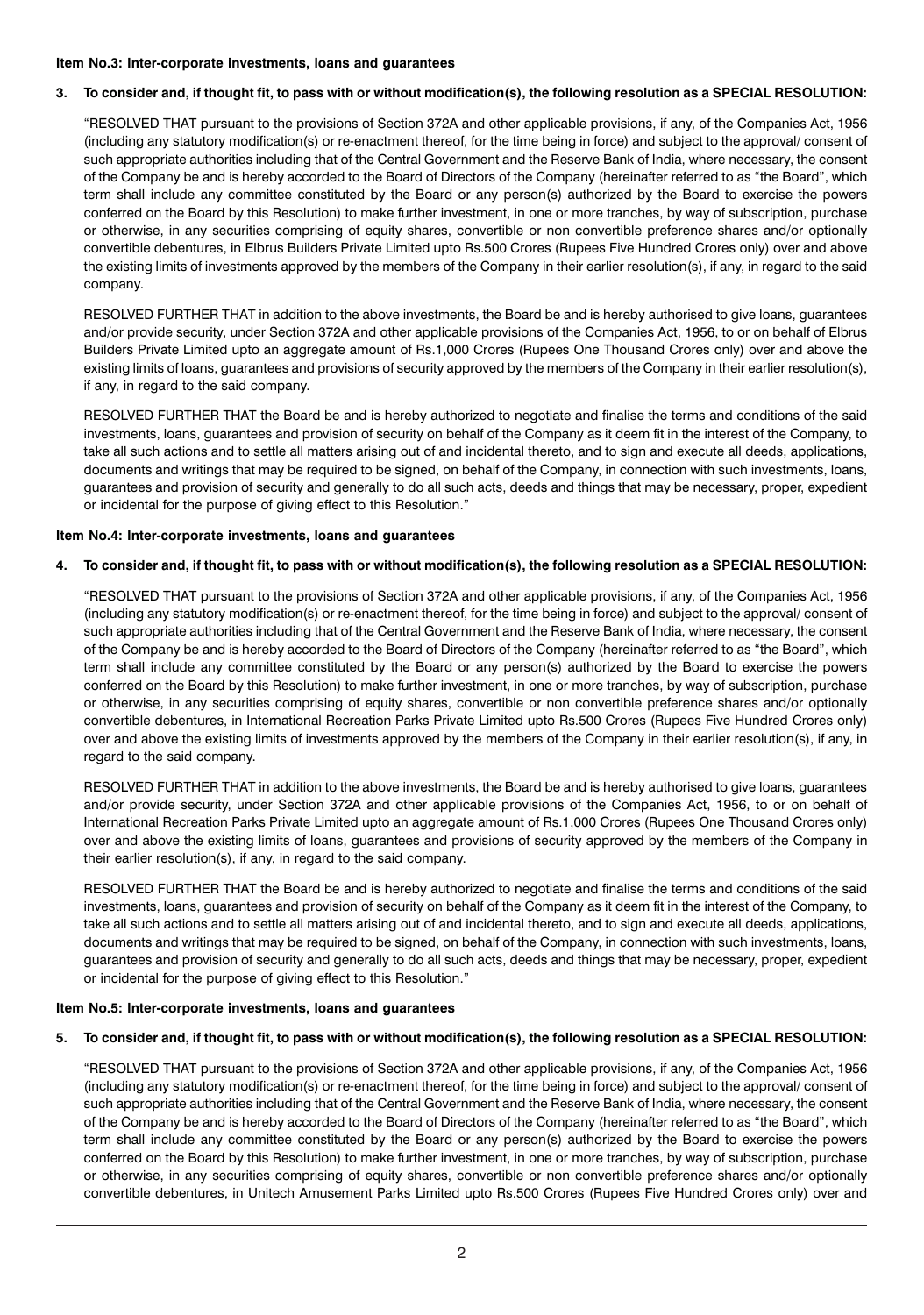**Item No.3: Inter-corporate investments, loans and guarantees**

**3. To consider and, if thought fit, to pass with or without modification(s), the following resolution as a SPECIAL RESOLUTION:**

"RESOLVED THAT pursuant to the provisions of Section 372A and other applicable provisions, if any, of the Companies Act, 1956 (including any statutory modification(s) or re-enactment thereof, for the time being in force) and subject to the approval/ consent of such appropriate authorities including that of the Central Government and the Reserve Bank of India, where necessary, the consent of the Company be and is hereby accorded to the Board of Directors of the Company (hereinafter referred to as "the Board", which term shall include any committee constituted by the Board or any person(s) authorized by the Board to exercise the powers conferred on the Board by this Resolution) to make further investment, in one or more tranches, by way of subscription, purchase or otherwise, in any securities comprising of equity shares, convertible or non convertible preference shares and/or optionally convertible debentures, in Elbrus Builders Private Limited upto Rs.500 Crores (Rupees Five Hundred Crores only) over and above the existing limits of investments approved by the members of the Company in their earlier resolution(s), if any, in regard to the said company.

RESOLVED FURTHER THAT in addition to the above investments, the Board be and is hereby authorised to give loans, guarantees and/or provide security, under Section 372A and other applicable provisions of the Companies Act, 1956, to or on behalf of Elbrus Builders Private Limited upto an aggregate amount of Rs.1,000 Crores (Rupees One Thousand Crores only) over and above the existing limits of loans, guarantees and provisions of security approved by the members of the Company in their earlier resolution(s), if any, in regard to the said company.

RESOLVED FURTHER THAT the Board be and is hereby authorized to negotiate and finalise the terms and conditions of the said investments, loans, guarantees and provision of security on behalf of the Company as it deem fit in the interest of the Company, to take all such actions and to settle all matters arising out of and incidental thereto, and to sign and execute all deeds, applications, documents and writings that may be required to be signed, on behalf of the Company, in connection with such investments, loans, guarantees and provision of security and generally to do all such acts, deeds and things that may be necessary, proper, expedient or incidental for the purpose of giving effect to this Resolution."

**Item No.4: Inter-corporate investments, loans and guarantees**

**4. To consider and, if thought fit, to pass with or without modification(s), the following resolution as a SPECIAL RESOLUTION:**

"RESOLVED THAT pursuant to the provisions of Section 372A and other applicable provisions, if any, of the Companies Act, 1956 (including any statutory modification(s) or re-enactment thereof, for the time being in force) and subject to the approval/ consent of such appropriate authorities including that of the Central Government and the Reserve Bank of India, where necessary, the consent of the Company be and is hereby accorded to the Board of Directors of the Company (hereinafter referred to as "the Board", which term shall include any committee constituted by the Board or any person(s) authorized by the Board to exercise the powers conferred on the Board by this Resolution) to make further investment, in one or more tranches, by way of subscription, purchase or otherwise, in any securities comprising of equity shares, convertible or non convertible preference shares and/or optionally convertible debentures, in International Recreation Parks Private Limited upto Rs.500 Crores (Rupees Five Hundred Crores only) over and above the existing limits of investments approved by the members of the Company in their earlier resolution(s), if any, in regard to the said company.

RESOLVED FURTHER THAT in addition to the above investments, the Board be and is hereby authorised to give loans, guarantees and/or provide security, under Section 372A and other applicable provisions of the Companies Act, 1956, to or on behalf of International Recreation Parks Private Limited upto an aggregate amount of Rs.1,000 Crores (Rupees One Thousand Crores only) over and above the existing limits of loans, guarantees and provisions of security approved by the members of the Company in their earlier resolution(s), if any, in regard to the said company.

RESOLVED FURTHER THAT the Board be and is hereby authorized to negotiate and finalise the terms and conditions of the said investments, loans, guarantees and provision of security on behalf of the Company as it deem fit in the interest of the Company, to take all such actions and to settle all matters arising out of and incidental thereto, and to sign and execute all deeds, applications, documents and writings that may be required to be signed, on behalf of the Company, in connection with such investments, loans, guarantees and provision of security and generally to do all such acts, deeds and things that may be necessary, proper, expedient or incidental for the purpose of giving effect to this Resolution."

**Item No.5: Inter-corporate investments, loans and guarantees**

**5. To consider and, if thought fit, to pass with or without modification(s), the following resolution as a SPECIAL RESOLUTION:**

"RESOLVED THAT pursuant to the provisions of Section 372A and other applicable provisions, if any, of the Companies Act, 1956 (including any statutory modification(s) or re-enactment thereof, for the time being in force) and subject to the approval/ consent of such appropriate authorities including that of the Central Government and the Reserve Bank of India, where necessary, the consent of the Company be and is hereby accorded to the Board of Directors of the Company (hereinafter referred to as "the Board", which term shall include any committee constituted by the Board or any person(s) authorized by the Board to exercise the powers conferred on the Board by this Resolution) to make further investment, in one or more tranches, by way of subscription, purchase or otherwise, in any securities comprising of equity shares, convertible or non convertible preference shares and/or optionally convertible debentures, in Unitech Amusement Parks Limited upto Rs.500 Crores (Rupees Five Hundred Crores only) over and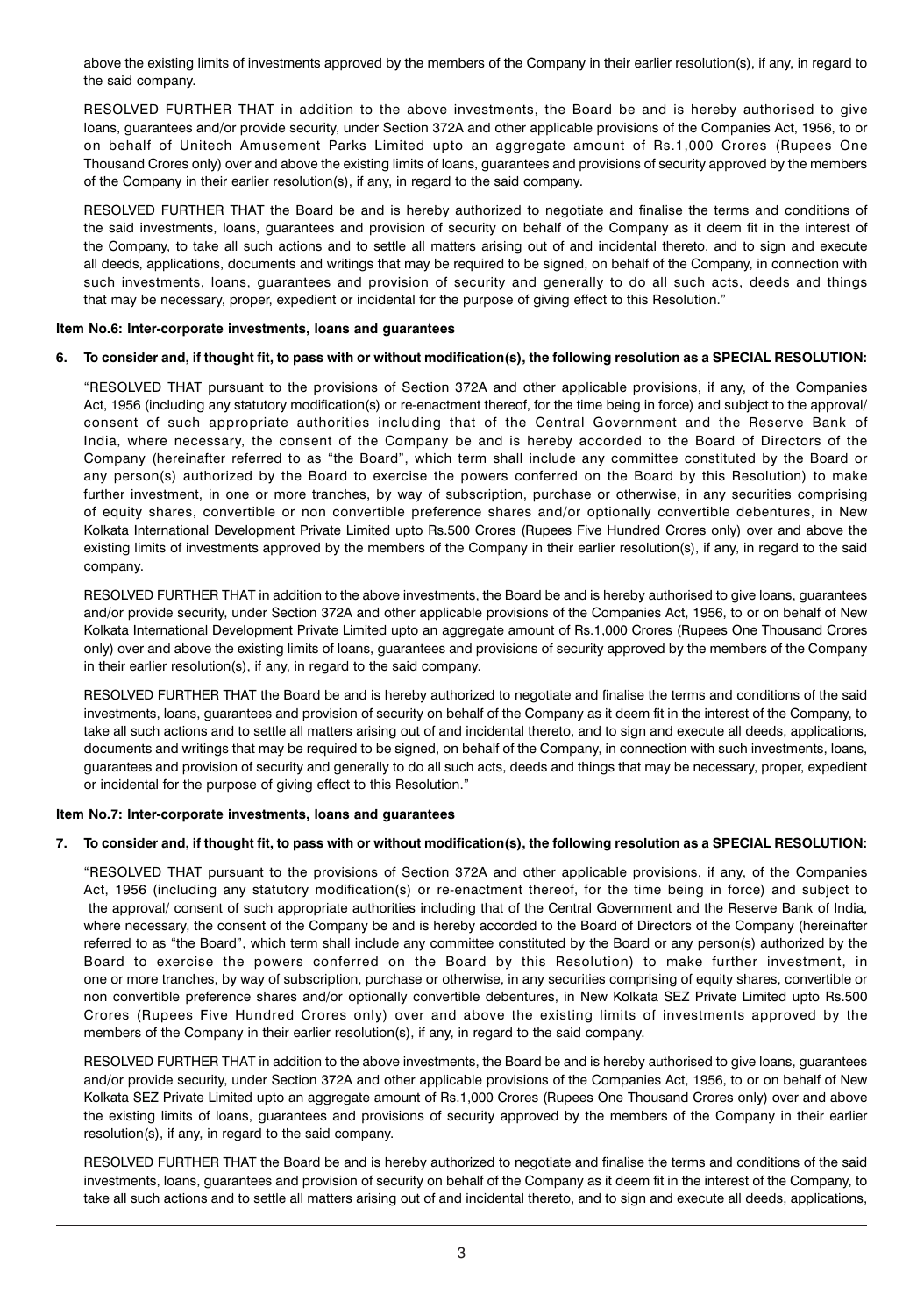above the existing limits of investments approved by the members of the Company in their earlier resolution(s), if any, in regard to the said company.

RESOLVED FURTHER THAT in addition to the above investments, the Board be and is hereby authorised to give loans, guarantees and/or provide security, under Section 372A and other applicable provisions of the Companies Act, 1956, to or on behalf of Unitech Amusement Parks Limited upto an aggregate amount of Rs.1,000 Crores (Rupees One Thousand Crores only) over and above the existing limits of loans, guarantees and provisions of security approved by the members of the Company in their earlier resolution(s), if any, in regard to the said company.

RESOLVED FURTHER THAT the Board be and is hereby authorized to negotiate and finalise the terms and conditions of the said investments, loans, guarantees and provision of security on behalf of the Company as it deem fit in the interest of the Company, to take all such actions and to settle all matters arising out of and incidental thereto, and to sign and execute all deeds, applications, documents and writings that may be required to be signed, on behalf of the Company, in connection with such investments, loans, guarantees and provision of security and generally to do all such acts, deeds and things that may be necessary, proper, expedient or incidental for the purpose of giving effect to this Resolution."

**Item No.6: Inter-corporate investments, loans and guarantees**

**6. To consider and, if thought fit, to pass with or without modification(s), the following resolution as a SPECIAL RESOLUTION:**

"RESOLVED THAT pursuant to the provisions of Section 372A and other applicable provisions, if any, of the Companies Act, 1956 (including any statutory modification(s) or re-enactment thereof, for the time being in force) and subject to the approval/ consent of such appropriate authorities including that of the Central Government and the Reserve Bank of India, where necessary, the consent of the Company be and is hereby accorded to the Board of Directors of the Company (hereinafter referred to as "the Board", which term shall include any committee constituted by the Board or any person(s) authorized by the Board to exercise the powers conferred on the Board by this Resolution) to make further investment, in one or more tranches, by way of subscription, purchase or otherwise, in any securities comprising of equity shares, convertible or non convertible preference shares and/or optionally convertible debentures, in New Kolkata International Development Private Limited upto Rs.500 Crores (Rupees Five Hundred Crores only) over and above the existing limits of investments approved by the members of the Company in their earlier resolution(s), if any, in regard to the said company.

RESOLVED FURTHER THAT in addition to the above investments, the Board be and is hereby authorised to give loans, guarantees and/or provide security, under Section 372A and other applicable provisions of the Companies Act, 1956, to or on behalf of New Kolkata International Development Private Limited upto an aggregate amount of Rs.1,000 Crores (Rupees One Thousand Crores only) over and above the existing limits of loans, guarantees and provisions of security approved by the members of the Company in their earlier resolution(s), if any, in regard to the said company.

RESOLVED FURTHER THAT the Board be and is hereby authorized to negotiate and finalise the terms and conditions of the said investments, loans, guarantees and provision of security on behalf of the Company as it deem fit in the interest of the Company, to take all such actions and to settle all matters arising out of and incidental thereto, and to sign and execute all deeds, applications, documents and writings that may be required to be signed, on behalf of the Company, in connection with such investments, loans, guarantees and provision of security and generally to do all such acts, deeds and things that may be necessary, proper, expedient or incidental for the purpose of giving effect to this Resolution."

**Item No.7: Inter-corporate investments, loans and guarantees**

**7. To consider and, if thought fit, to pass with or without modification(s), the following resolution as a SPECIAL RESOLUTION:**

"RESOLVED THAT pursuant to the provisions of Section 372A and other applicable provisions, if any, of the Companies Act, 1956 (including any statutory modification(s) or re-enactment thereof, for the time being in force) and subject to the approval/ consent of such appropriate authorities including that of the Central Government and the Reserve Bank of India, where necessary, the consent of the Company be and is hereby accorded to the Board of Directors of the Company (hereinafter referred to as "the Board", which term shall include any committee constituted by the Board or any person(s) authorized by the Board to exercise the powers conferred on the Board by this Resolution) to make further investment, in one or more tranches, by way of subscription, purchase or otherwise, in any securities comprising of equity shares, convertible or non convertible preference shares and/or optionally convertible debentures, in New Kolkata SEZ Private Limited upto Rs.500 Crores (Rupees Five Hundred Crores only) over and above the existing limits of investments approved by the members of the Company in their earlier resolution(s), if any, in regard to the said company.

RESOLVED FURTHER THAT in addition to the above investments, the Board be and is hereby authorised to give loans, guarantees and/or provide security, under Section 372A and other applicable provisions of the Companies Act, 1956, to or on behalf of New Kolkata SEZ Private Limited upto an aggregate amount of Rs.1,000 Crores (Rupees One Thousand Crores only) over and above the existing limits of loans, guarantees and provisions of security approved by the members of the Company in their earlier resolution(s), if any, in regard to the said company.

RESOLVED FURTHER THAT the Board be and is hereby authorized to negotiate and finalise the terms and conditions of the said investments, loans, guarantees and provision of security on behalf of the Company as it deem fit in the interest of the Company, to take all such actions and to settle all matters arising out of and incidental thereto, and to sign and execute all deeds, applications,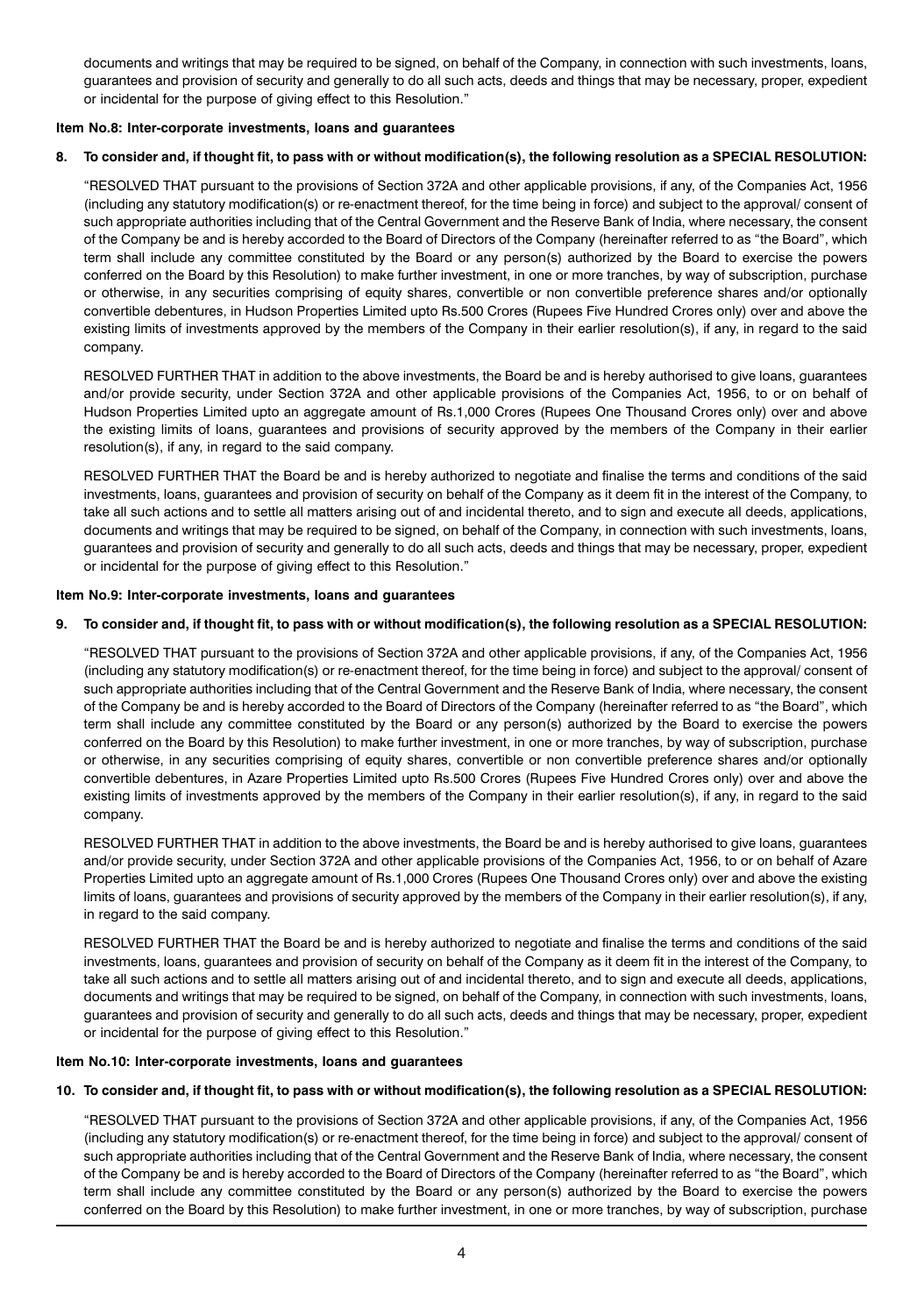documents and writings that may be required to be signed, on behalf of the Company, in connection with such investments, loans, guarantees and provision of security and generally to do all such acts, deeds and things that may be necessary, proper, expedient or incidental for the purpose of giving effect to this Resolution."

**Item No.8: Inter-corporate investments, loans and guarantees**

**8. To consider and, if thought fit, to pass with or without modification(s), the following resolution as a SPECIAL RESOLUTION:**

"RESOLVED THAT pursuant to the provisions of Section 372A and other applicable provisions, if any, of the Companies Act, 1956 (including any statutory modification(s) or re-enactment thereof, for the time being in force) and subject to the approval/ consent of such appropriate authorities including that of the Central Government and the Reserve Bank of India, where necessary, the consent of the Company be and is hereby accorded to the Board of Directors of the Company (hereinafter referred to as "the Board", which term shall include any committee constituted by the Board or any person(s) authorized by the Board to exercise the powers conferred on the Board by this Resolution) to make further investment, in one or more tranches, by way of subscription, purchase or otherwise, in any securities comprising of equity shares, convertible or non convertible preference shares and/or optionally convertible debentures, in Hudson Properties Limited upto Rs.500 Crores (Rupees Five Hundred Crores only) over and above the existing limits of investments approved by the members of the Company in their earlier resolution(s), if any, in regard to the said company.

RESOLVED FURTHER THAT in addition to the above investments, the Board be and is hereby authorised to give loans, guarantees and/or provide security, under Section 372A and other applicable provisions of the Companies Act, 1956, to or on behalf of Hudson Properties Limited upto an aggregate amount of Rs.1,000 Crores (Rupees One Thousand Crores only) over and above the existing limits of loans, guarantees and provisions of security approved by the members of the Company in their earlier resolution(s), if any, in regard to the said company.

RESOLVED FURTHER THAT the Board be and is hereby authorized to negotiate and finalise the terms and conditions of the said investments, loans, guarantees and provision of security on behalf of the Company as it deem fit in the interest of the Company, to take all such actions and to settle all matters arising out of and incidental thereto, and to sign and execute all deeds, applications, documents and writings that may be required to be signed, on behalf of the Company, in connection with such investments, loans, guarantees and provision of security and generally to do all such acts, deeds and things that may be necessary, proper, expedient or incidental for the purpose of giving effect to this Resolution."

**Item No.9: Inter-corporate investments, loans and guarantees**

**9. To consider and, if thought fit, to pass with or without modification(s), the following resolution as a SPECIAL RESOLUTION:**

"RESOLVED THAT pursuant to the provisions of Section 372A and other applicable provisions, if any, of the Companies Act, 1956 (including any statutory modification(s) or re-enactment thereof, for the time being in force) and subject to the approval/ consent of such appropriate authorities including that of the Central Government and the Reserve Bank of India, where necessary, the consent of the Company be and is hereby accorded to the Board of Directors of the Company (hereinafter referred to as "the Board", which term shall include any committee constituted by the Board or any person(s) authorized by the Board to exercise the powers conferred on the Board by this Resolution) to make further investment, in one or more tranches, by way of subscription, purchase or otherwise, in any securities comprising of equity shares, convertible or non convertible preference shares and/or optionally convertible debentures, in Azare Properties Limited upto Rs.500 Crores (Rupees Five Hundred Crores only) over and above the existing limits of investments approved by the members of the Company in their earlier resolution(s), if any, in regard to the said company.

RESOLVED FURTHER THAT in addition to the above investments, the Board be and is hereby authorised to give loans, guarantees and/or provide security, under Section 372A and other applicable provisions of the Companies Act, 1956, to or on behalf of Azare Properties Limited upto an aggregate amount of Rs.1,000 Crores (Rupees One Thousand Crores only) over and above the existing limits of loans, guarantees and provisions of security approved by the members of the Company in their earlier resolution(s), if any, in regard to the said company.

RESOLVED FURTHER THAT the Board be and is hereby authorized to negotiate and finalise the terms and conditions of the said investments, loans, guarantees and provision of security on behalf of the Company as it deem fit in the interest of the Company, to take all such actions and to settle all matters arising out of and incidental thereto, and to sign and execute all deeds, applications, documents and writings that may be required to be signed, on behalf of the Company, in connection with such investments, loans, guarantees and provision of security and generally to do all such acts, deeds and things that may be necessary, proper, expedient or incidental for the purpose of giving effect to this Resolution."

**Item No.10: Inter-corporate investments, loans and guarantees**

**10. To consider and, if thought fit, to pass with or without modification(s), the following resolution as a SPECIAL RESOLUTION:**

"RESOLVED THAT pursuant to the provisions of Section 372A and other applicable provisions, if any, of the Companies Act, 1956 (including any statutory modification(s) or re-enactment thereof, for the time being in force) and subject to the approval/ consent of such appropriate authorities including that of the Central Government and the Reserve Bank of India, where necessary, the consent of the Company be and is hereby accorded to the Board of Directors of the Company (hereinafter referred to as "the Board", which term shall include any committee constituted by the Board or any person(s) authorized by the Board to exercise the powers conferred on the Board by this Resolution) to make further investment, in one or more tranches, by way of subscription, purchase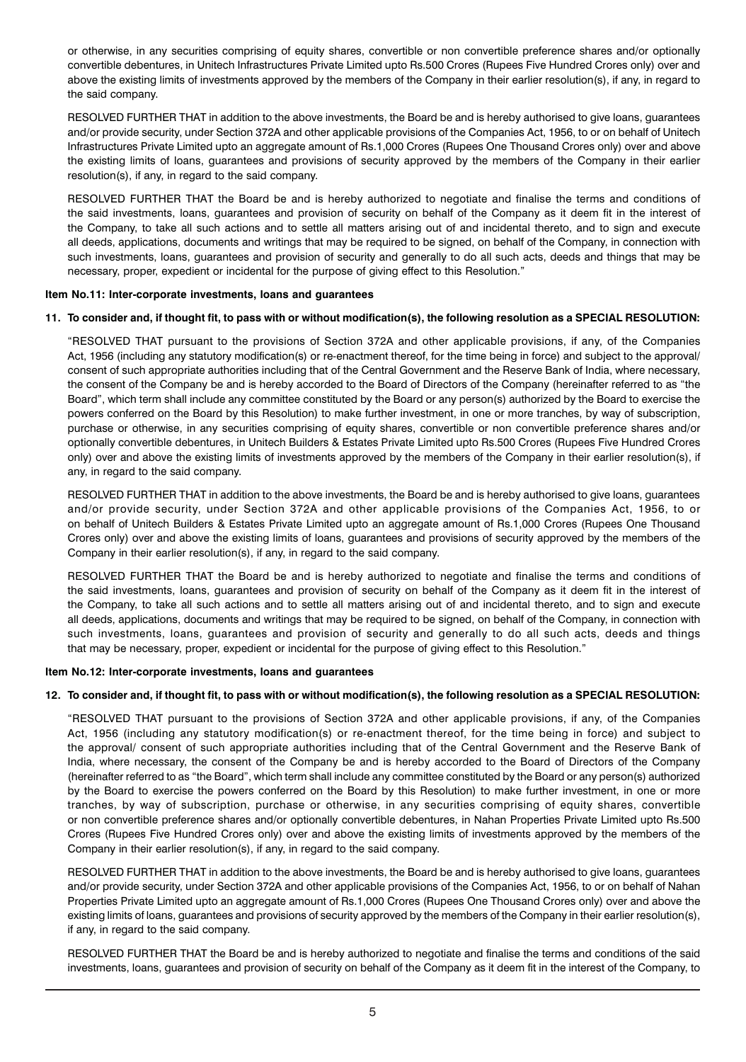or otherwise, in any securities comprising of equity shares, convertible or non convertible preference shares and/or optionally convertible debentures, in Unitech Infrastructures Private Limited upto Rs.500 Crores (Rupees Five Hundred Crores only) over and above the existing limits of investments approved by the members of the Company in their earlier resolution(s), if any, in regard to the said company.

RESOLVED FURTHER THAT in addition to the above investments, the Board be and is hereby authorised to give loans, guarantees and/or provide security, under Section 372A and other applicable provisions of the Companies Act, 1956, to or on behalf of Unitech Infrastructures Private Limited upto an aggregate amount of Rs.1,000 Crores (Rupees One Thousand Crores only) over and above the existing limits of loans, guarantees and provisions of security approved by the members of the Company in their earlier resolution(s), if any, in regard to the said company.

RESOLVED FURTHER THAT the Board be and is hereby authorized to negotiate and finalise the terms and conditions of the said investments, loans, guarantees and provision of security on behalf of the Company as it deem fit in the interest of the Company, to take all such actions and to settle all matters arising out of and incidental thereto, and to sign and execute all deeds, applications, documents and writings that may be required to be signed, on behalf of the Company, in connection with such investments, loans, guarantees and provision of security and generally to do all such acts, deeds and things that may be necessary, proper, expedient or incidental for the purpose of giving effect to this Resolution."

**Item No.11: Inter-corporate investments, loans and guarantees**

**11. To consider and, if thought fit, to pass with or without modification(s), the following resolution as a SPECIAL RESOLUTION:**

"RESOLVED THAT pursuant to the provisions of Section 372A and other applicable provisions, if any, of the Companies Act, 1956 (including any statutory modification(s) or re-enactment thereof, for the time being in force) and subject to the approval/ consent of such appropriate authorities including that of the Central Government and the Reserve Bank of India, where necessary, the consent of the Company be and is hereby accorded to the Board of Directors of the Company (hereinafter referred to as "the Board", which term shall include any committee constituted by the Board or any person(s) authorized by the Board to exercise the powers conferred on the Board by this Resolution) to make further investment, in one or more tranches, by way of subscription, purchase or otherwise, in any securities comprising of equity shares, convertible or non convertible preference shares and/or optionally convertible debentures, in Unitech Builders & Estates Private Limited upto Rs.500 Crores (Rupees Five Hundred Crores only) over and above the existing limits of investments approved by the members of the Company in their earlier resolution(s), if any, in regard to the said company.

RESOLVED FURTHER THAT in addition to the above investments, the Board be and is hereby authorised to give loans, guarantees and/or provide security, under Section 372A and other applicable provisions of the Companies Act, 1956, to or on behalf of Unitech Builders & Estates Private Limited upto an aggregate amount of Rs.1,000 Crores (Rupees One Thousand Crores only) over and above the existing limits of loans, guarantees and provisions of security approved by the members of the Company in their earlier resolution(s), if any, in regard to the said company.

RESOLVED FURTHER THAT the Board be and is hereby authorized to negotiate and finalise the terms and conditions of the said investments, loans, guarantees and provision of security on behalf of the Company as it deem fit in the interest of the Company, to take all such actions and to settle all matters arising out of and incidental thereto, and to sign and execute all deeds, applications, documents and writings that may be required to be signed, on behalf of the Company, in connection with such investments, loans, guarantees and provision of security and generally to do all such acts, deeds and things that may be necessary, proper, expedient or incidental for the purpose of giving effect to this Resolution."

**Item No.12: Inter-corporate investments, loans and guarantees**

**12. To consider and, if thought fit, to pass with or without modification(s), the following resolution as a SPECIAL RESOLUTION:**

"RESOLVED THAT pursuant to the provisions of Section 372A and other applicable provisions, if any, of the Companies Act, 1956 (including any statutory modification(s) or re-enactment thereof, for the time being in force) and subject to the approval/ consent of such appropriate authorities including that of the Central Government and the Reserve Bank of India, where necessary, the consent of the Company be and is hereby accorded to the Board of Directors of the Company (hereinafter referred to as "the Board", which term shall include any committee constituted by the Board or any person(s) authorized by the Board to exercise the powers conferred on the Board by this Resolution) to make further investment, in one or more tranches, by way of subscription, purchase or otherwise, in any securities comprising of equity shares, convertible or non convertible preference shares and/or optionally convertible debentures, in Nahan Properties Private Limited upto Rs.500 Crores (Rupees Five Hundred Crores only) over and above the existing limits of investments approved by the members of the Company in their earlier resolution(s), if any, in regard to the said company.

RESOLVED FURTHER THAT in addition to the above investments, the Board be and is hereby authorised to give loans, guarantees and/or provide security, under Section 372A and other applicable provisions of the Companies Act, 1956, to or on behalf of Nahan Properties Private Limited upto an aggregate amount of Rs.1,000 Crores (Rupees One Thousand Crores only) over and above the existing limits of loans, guarantees and provisions of security approved by the members of the Company in their earlier resolution(s), if any, in regard to the said company.

RESOLVED FURTHER THAT the Board be and is hereby authorized to negotiate and finalise the terms and conditions of the said investments, loans, guarantees and provision of security on behalf of the Company as it deem fit in the interest of the Company, to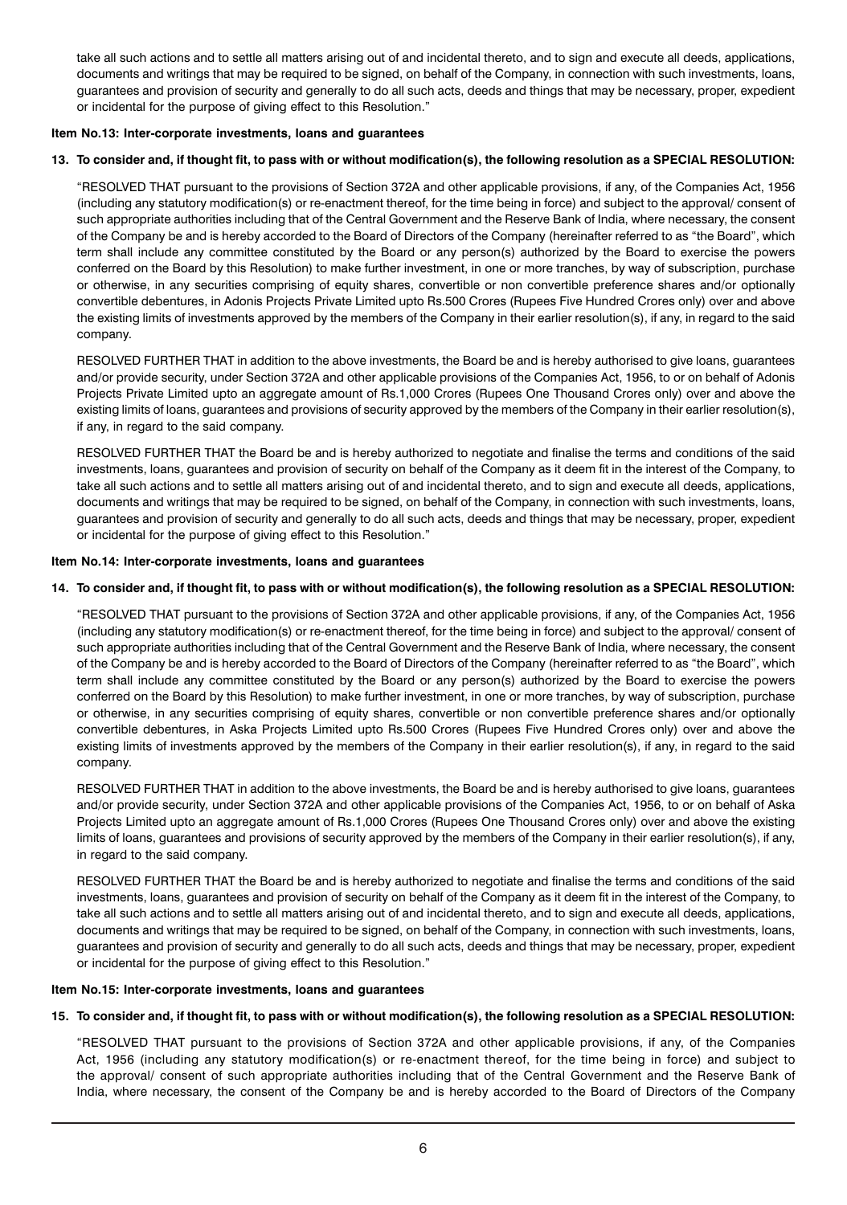take all such actions and to settle all matters arising out of and incidental thereto, and to sign and execute all deeds, applications, documents and writings that may be required to be signed, on behalf of the Company, in connection with such investments, loans, guarantees and provision of security and generally to do all such acts, deeds and things that may be necessary, proper, expedient or incidental for the purpose of giving effect to this Resolution."

**Item No.13: Inter-corporate investments, loans and guarantees**

**13. To consider and, if thought fit, to pass with or without modification(s), the following resolution as a SPECIAL RESOLUTION:**

"RESOLVED THAT pursuant to the provisions of Section 372A and other applicable provisions, if any, of the Companies Act, 1956 (including any statutory modification(s) or re-enactment thereof, for the time being in force) and subject to the approval/ consent of such appropriate authorities including that of the Central Government and the Reserve Bank of India, where necessary, the consent of the Company be and is hereby accorded to the Board of Directors of the Company (hereinafter referred to as "the Board", which term shall include any committee constituted by the Board or any person(s) authorized by the Board to exercise the powers conferred on the Board by this Resolution) to make further investment, in one or more tranches, by way of subscription, purchase or otherwise, in any securities comprising of equity shares, convertible or non convertible preference shares and/or optionally convertible debentures, in Adonis Projects Private Limited upto Rs.500 Crores (Rupees Five Hundred Crores only) over and above the existing limits of investments approved by the members of the Company in their earlier resolution(s), if any, in regard to the said company.

RESOLVED FURTHER THAT in addition to the above investments, the Board be and is hereby authorised to give loans, guarantees and/or provide security, under Section 372A and other applicable provisions of the Companies Act, 1956, to or on behalf of Adonis Projects Private Limited upto an aggregate amount of Rs.1,000 Crores (Rupees One Thousand Crores only) over and above the existing limits of loans, guarantees and provisions of security approved by the members of the Company in their earlier resolution(s), if any, in regard to the said company.

RESOLVED FURTHER THAT the Board be and is hereby authorized to negotiate and finalise the terms and conditions of the said investments, loans, guarantees and provision of security on behalf of the Company as it deem fit in the interest of the Company, to take all such actions and to settle all matters arising out of and incidental thereto, and to sign and execute all deeds, applications, documents and writings that may be required to be signed, on behalf of the Company, in connection with such investments, loans, guarantees and provision of security and generally to do all such acts, deeds and things that may be necessary, proper, expedient or incidental for the purpose of giving effect to this Resolution."

**Item No.14: Inter-corporate investments, loans and guarantees**

**14. To consider and, if thought fit, to pass with or without modification(s), the following resolution as a SPECIAL RESOLUTION:**

"RESOLVED THAT pursuant to the provisions of Section 372A and other applicable provisions, if any, of the Companies Act, 1956 (including any statutory modification(s) or re-enactment thereof, for the time being in force) and subject to the approval/ consent of such appropriate authorities including that of the Central Government and the Reserve Bank of India, where necessary, the consent of the Company be and is hereby accorded to the Board of Directors of the Company (hereinafter referred to as "the Board", which term shall include any committee constituted by the Board or any person(s) authorized by the Board to exercise the powers conferred on the Board by this Resolution) to make further investment, in one or more tranches, by way of subscription, purchase or otherwise, in any securities comprising of equity shares, convertible or non convertible preference shares and/or optionally convertible debentures, in Aska Projects Limited upto Rs.500 Crores (Rupees Five Hundred Crores only) over and above the existing limits of investments approved by the members of the Company in their earlier resolution(s), if any, in regard to the said company.

RESOLVED FURTHER THAT in addition to the above investments, the Board be and is hereby authorised to give loans, guarantees and/or provide security, under Section 372A and other applicable provisions of the Companies Act, 1956, to or on behalf of Aska Projects Limited upto an aggregate amount of Rs.1,000 Crores (Rupees One Thousand Crores only) over and above the existing limits of loans, guarantees and provisions of security approved by the members of the Company in their earlier resolution(s), if any, in regard to the said company.

RESOLVED FURTHER THAT the Board be and is hereby authorized to negotiate and finalise the terms and conditions of the said investments, loans, guarantees and provision of security on behalf of the Company as it deem fit in the interest of the Company, to take all such actions and to settle all matters arising out of and incidental thereto, and to sign and execute all deeds, applications, documents and writings that may be required to be signed, on behalf of the Company, in connection with such investments, loans, guarantees and provision of security and generally to do all such acts, deeds and things that may be necessary, proper, expedient or incidental for the purpose of giving effect to this Resolution."

**Item No.15: Inter-corporate investments, loans and guarantees**

**15. To consider and, if thought fit, to pass with or without modification(s), the following resolution as a SPECIAL RESOLUTION:**

"RESOLVED THAT pursuant to the provisions of Section 372A and other applicable provisions, if any, of the Companies Act, 1956 (including any statutory modification(s) or re-enactment thereof, for the time being in force) and subject to the approval/ consent of such appropriate authorities including that of the Central Government and the Reserve Bank of India, where necessary, the consent of the Company be and is hereby accorded to the Board of Directors of the Company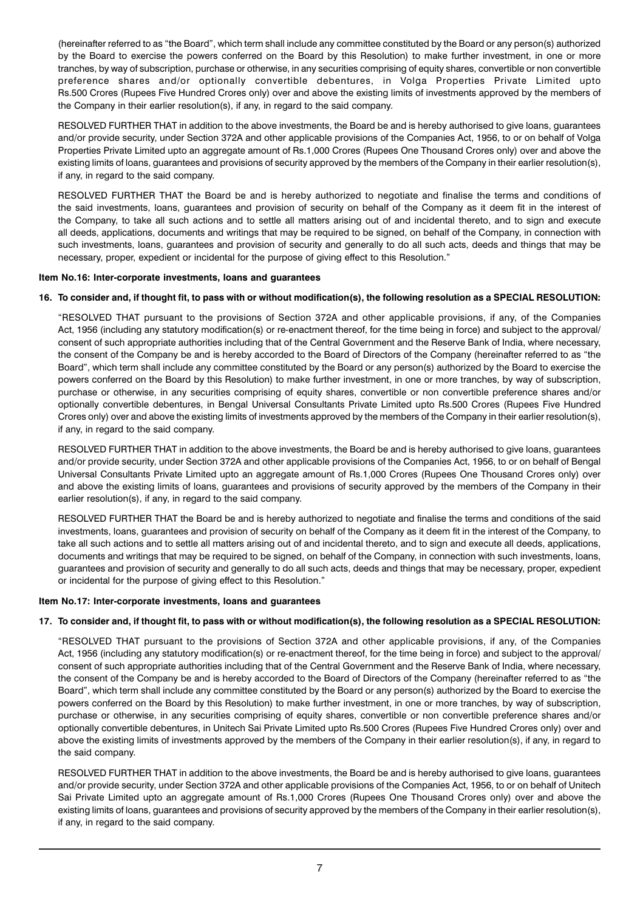(hereinafter referred to as "the Board", which term shall include any committee constituted by the Board or any person(s) authorized by the Board to exercise the powers conferred on the Board by this Resolution) to make further investment, in one or more tranches, by way of subscription, purchase or otherwise, in any securities comprising of equity shares, convertible or non convertible preference shares and/or optionally convertible debentures, in Volga Properties Private Limited upto Rs.500 Crores (Rupees Five Hundred Crores only) over and above the existing limits of investments approved by the members of the Company in their earlier resolution(s), if any, in regard to the said company.

RESOLVED FURTHER THAT in addition to the above investments, the Board be and is hereby authorised to give loans, guarantees and/or provide security, under Section 372A and other applicable provisions of the Companies Act, 1956, to or on behalf of Volga Properties Private Limited upto an aggregate amount of Rs.1,000 Crores (Rupees One Thousand Crores only) over and above the existing limits of loans, guarantees and provisions of security approved by the members of the Company in their earlier resolution(s), if any, in regard to the said company.

RESOLVED FURTHER THAT the Board be and is hereby authorized to negotiate and finalise the terms and conditions of the said investments, loans, guarantees and provision of security on behalf of the Company as it deem fit in the interest of the Company, to take all such actions and to settle all matters arising out of and incidental thereto, and to sign and execute all deeds, applications, documents and writings that may be required to be signed, on behalf of the Company, in connection with such investments, loans, guarantees and provision of security and generally to do all such acts, deeds and things that may be necessary, proper, expedient or incidental for the purpose of giving effect to this Resolution."

**Item No.16: Inter-corporate investments, loans and guarantees**

**16. To consider and, if thought fit, to pass with or without modification(s), the following resolution as a SPECIAL RESOLUTION:**

"RESOLVED THAT pursuant to the provisions of Section 372A and other applicable provisions, if any, of the Companies Act, 1956 (including any statutory modification(s) or re-enactment thereof, for the time being in force) and subject to the approval/ consent of such appropriate authorities including that of the Central Government and the Reserve Bank of India, where necessary, the consent of the Company be and is hereby accorded to the Board of Directors of the Company (hereinafter referred to as "the Board", which term shall include any committee constituted by the Board or any person(s) authorized by the Board to exercise the powers conferred on the Board by this Resolution) to make further investment, in one or more tranches, by way of subscription, purchase or otherwise, in any securities comprising of equity shares, convertible or non convertible preference shares and/or optionally convertible debentures, in Bengal Universal Consultants Private Limited upto Rs.500 Crores (Rupees Five Hundred Crores only) over and above the existing limits of investments approved by the members of the Company in their earlier resolution(s), if any, in regard to the said company.

RESOLVED FURTHER THAT in addition to the above investments, the Board be and is hereby authorised to give loans, guarantees and/or provide security, under Section 372A and other applicable provisions of the Companies Act, 1956, to or on behalf of Bengal Universal Consultants Private Limited upto an aggregate amount of Rs.1,000 Crores (Rupees One Thousand Crores only) over and above the existing limits of loans, guarantees and provisions of security approved by the members of the Company in their earlier resolution(s), if any, in regard to the said company.

RESOLVED FURTHER THAT the Board be and is hereby authorized to negotiate and finalise the terms and conditions of the said investments, loans, guarantees and provision of security on behalf of the Company as it deem fit in the interest of the Company, to take all such actions and to settle all matters arising out of and incidental thereto, and to sign and execute all deeds, applications, documents and writings that may be required to be signed, on behalf of the Company, in connection with such investments, loans, guarantees and provision of security and generally to do all such acts, deeds and things that may be necessary, proper, expedient or incidental for the purpose of giving effect to this Resolution."

**Item No.17: Inter-corporate investments, loans and guarantees**

**17. To consider and, if thought fit, to pass with or without modification(s), the following resolution as a SPECIAL RESOLUTION:**

"RESOLVED THAT pursuant to the provisions of Section 372A and other applicable provisions, if any, of the Companies Act, 1956 (including any statutory modification(s) or re-enactment thereof, for the time being in force) and subject to the approval/ consent of such appropriate authorities including that of the Central Government and the Reserve Bank of India, where necessary, the consent of the Company be and is hereby accorded to the Board of Directors of the Company (hereinafter referred to as "the Board", which term shall include any committee constituted by the Board or any person(s) authorized by the Board to exercise the powers conferred on the Board by this Resolution) to make further investment, in one or more tranches, by way of subscription, purchase or otherwise, in any securities comprising of equity shares, convertible or non convertible preference shares and/or optionally convertible debentures, in Unitech Sai Private Limited upto Rs.500 Crores (Rupees Five Hundred Crores only) over and above the existing limits of investments approved by the members of the Company in their earlier resolution(s), if any, in regard to the said company.

RESOLVED FURTHER THAT in addition to the above investments, the Board be and is hereby authorised to give loans, guarantees and/or provide security, under Section 372A and other applicable provisions of the Companies Act, 1956, to or on behalf of Unitech Sai Private Limited upto an aggregate amount of Rs.1,000 Crores (Rupees One Thousand Crores only) over and above the existing limits of loans, guarantees and provisions of security approved by the members of the Company in their earlier resolution(s), if any, in regard to the said company.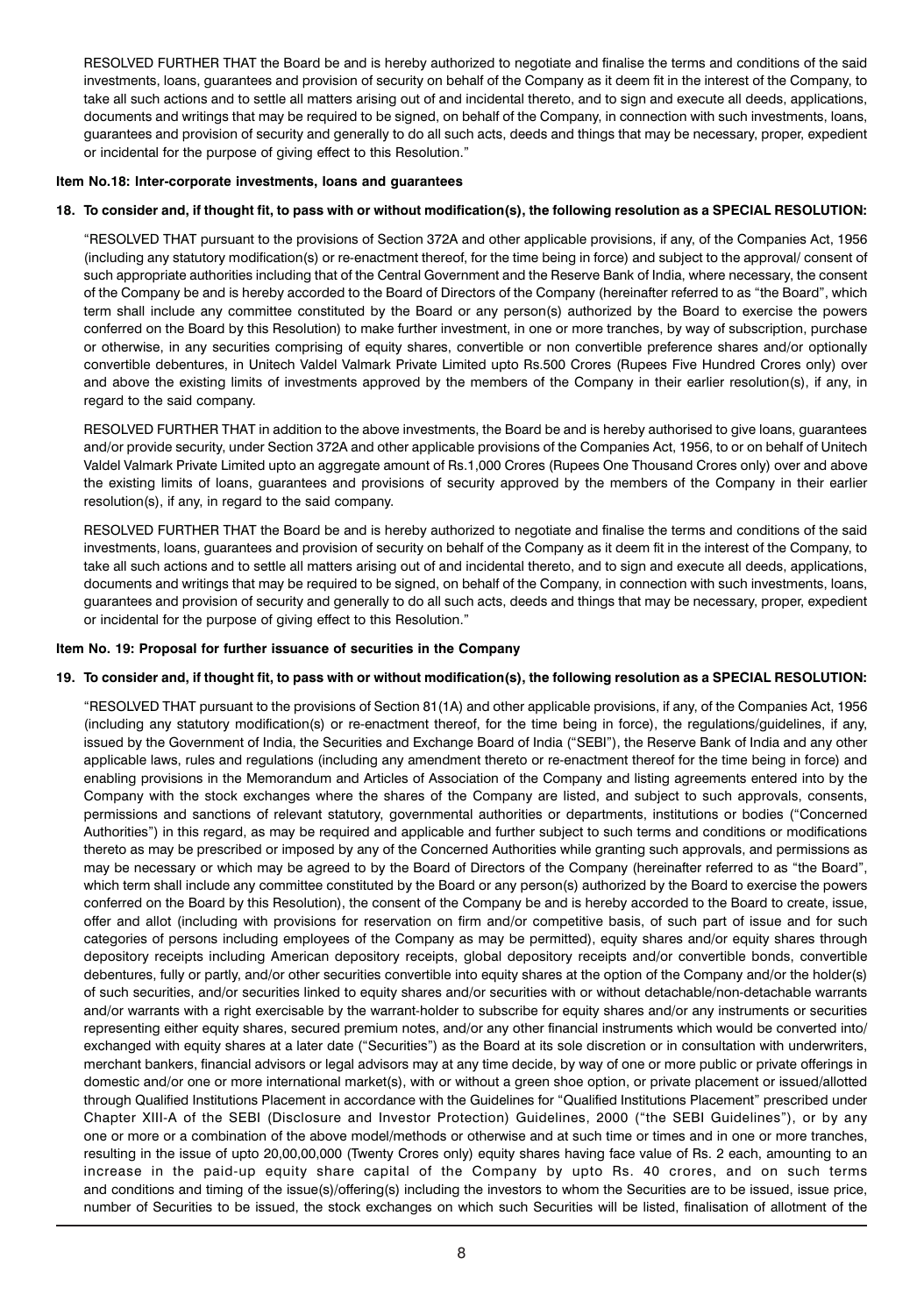RESOLVED FURTHER THAT the Board be and is hereby authorized to negotiate and finalise the terms and conditions of the said investments, loans, guarantees and provision of security on behalf of the Company as it deem fit in the interest of the Company, to take all such actions and to settle all matters arising out of and incidental thereto, and to sign and execute all deeds, applications, documents and writings that may be required to be signed, on behalf of the Company, in connection with such investments, loans, guarantees and provision of security and generally to do all such acts, deeds and things that may be necessary, proper, expedient or incidental for the purpose of giving effect to this Resolution."

**Item No.18: Inter-corporate investments, loans and guarantees**

**18. To consider and, if thought fit, to pass with or without modification(s), the following resolution as a SPECIAL RESOLUTION:**

"RESOLVED THAT pursuant to the provisions of Section 372A and other applicable provisions, if any, of the Companies Act, 1956 (including any statutory modification(s) or re-enactment thereof, for the time being in force) and subject to the approval/ consent of such appropriate authorities including that of the Central Government and the Reserve Bank of India, where necessary, the consent of the Company be and is hereby accorded to the Board of Directors of the Company (hereinafter referred to as "the Board", which term shall include any committee constituted by the Board or any person(s) authorized by the Board to exercise the powers conferred on the Board by this Resolution) to make further investment, in one or more tranches, by way of subscription, purchase or otherwise, in any securities comprising of equity shares, convertible or non convertible preference shares and/or optionally convertible debentures, in Unitech Valdel Valmark Private Limited upto Rs.500 Crores (Rupees Five Hundred Crores only) over and above the existing limits of investments approved by the members of the Company in their earlier resolution(s), if any, in regard to the said company.

RESOLVED FURTHER THAT in addition to the above investments, the Board be and is hereby authorised to give loans, guarantees and/or provide security, under Section 372A and other applicable provisions of the Companies Act, 1956, to or on behalf of Unitech Valdel Valmark Private Limited upto an aggregate amount of Rs.1,000 Crores (Rupees One Thousand Crores only) over and above the existing limits of loans, guarantees and provisions of security approved by the members of the Company in their earlier resolution(s), if any, in regard to the said company.

RESOLVED FURTHER THAT the Board be and is hereby authorized to negotiate and finalise the terms and conditions of the said investments, loans, guarantees and provision of security on behalf of the Company as it deem fit in the interest of the Company, to take all such actions and to settle all matters arising out of and incidental thereto, and to sign and execute all deeds, applications, documents and writings that may be required to be signed, on behalf of the Company, in connection with such investments, loans, guarantees and provision of security and generally to do all such acts, deeds and things that may be necessary, proper, expedient or incidental for the purpose of giving effect to this Resolution."

**Item No. 19: Proposal for further issuance of securities in the Company**

**19. To consider and, if thought fit, to pass with or without modification(s), the following resolution as a SPECIAL RESOLUTION:**

"RESOLVED THAT pursuant to the provisions of Section 81(1A) and other applicable provisions, if any, of the Companies Act, 1956 (including any statutory modification(s) or re-enactment thereof, for the time being in force), the regulations/guidelines, if any, issued by the Government of India, the Securities and Exchange Board of India ("SEBI"), the Reserve Bank of India and any other applicable laws, rules and regulations (including any amendment thereto or re-enactment thereof for the time being in force) and enabling provisions in the Memorandum and Articles of Association of the Company and listing agreements entered into by the Company with the stock exchanges where the shares of the Company are listed, and subject to such approvals, consents, permissions and sanctions of relevant statutory, governmental authorities or departments, institutions or bodies ("Concerned Authorities") in this regard, as may be required and applicable and further subject to such terms and conditions or modifications thereto as may be prescribed or imposed by any of the Concerned Authorities while granting such approvals, and permissions as may be necessary or which may be agreed to by the Board of Directors of the Company (hereinafter referred to as "the Board", which term shall include any committee constituted by the Board or any person(s) authorized by the Board to exercise the powers conferred on the Board by this Resolution), the consent of the Company be and is hereby accorded to the Board to create, issue, offer and allot (including with provisions for reservation on firm and/or competitive basis, of such part of issue and for such categories of persons including employees of the Company as may be permitted), equity shares and/or equity shares through depository receipts including American depository receipts, global depository receipts and/or convertible bonds, convertible debentures, fully or partly, and/or other securities convertible into equity shares at the option of the Company and/or the holder(s) of such securities, and/or securities linked to equity shares and/or securities with or without detachable/non-detachable warrants and/or warrants with a right exercisable by the warrant-holder to subscribe for equity shares and/or any instruments or securities representing either equity shares, secured premium notes, and/or any other financial instruments which would be converted into/ exchanged with equity shares at a later date ("Securities") as the Board at its sole discretion or in consultation with underwriters, merchant bankers, financial advisors or legal advisors may at any time decide, by way of one or more public or private offerings in domestic and/or one or more international market(s), with or without a green shoe option, or private placement or issued/allotted through Qualified Institutions Placement in accordance with the Guidelines for "Qualified Institutions Placement" prescribed under Chapter XIII-A of the SEBI (Disclosure and Investor Protection) Guidelines, 2000 ("the SEBI Guidelines"), or by any one or more or a combination of the above model/methods or otherwise and at such time or times and in one or more tranches, resulting in the issue of upto 20,00,00,000 (Twenty Crores only) equity shares having face value of Rs. 2 each, amounting to an increase in the paid-up equity share capital of the Company by upto Rs. 40 crores, and on such terms and conditions and timing of the issue(s)/offering(s) including the investors to whom the Securities are to be issued, issue price, number of Securities to be issued, the stock exchanges on which such Securities will be listed, finalisation of allotment of the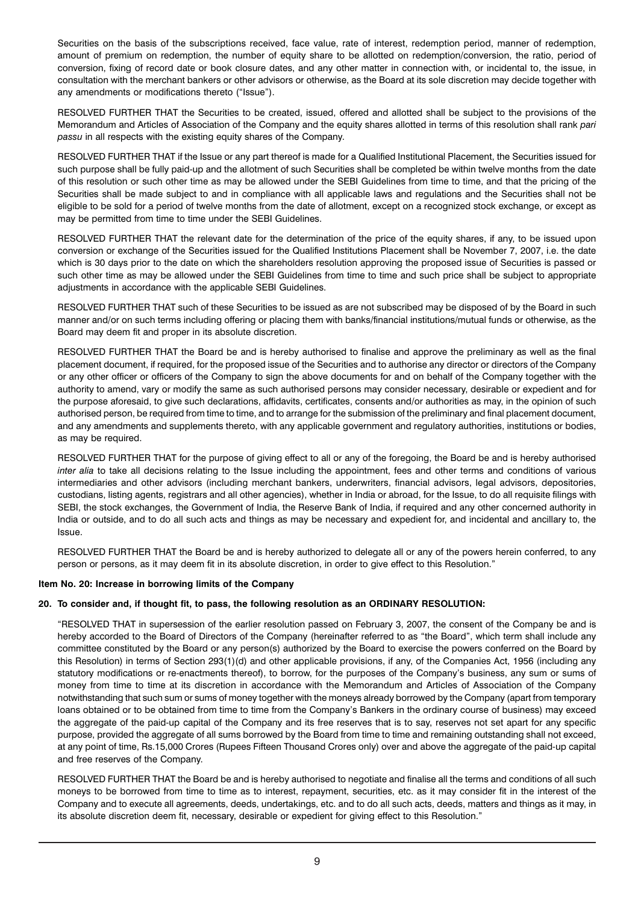Securities on the basis of the subscriptions received, face value, rate of interest, redemption period, manner of redemption, amount of premium on redemption, the number of equity share to be allotted on redemption/conversion, the ratio, period of conversion, fixing of record date or book closure dates, and any other matter in connection with, or incidental to, the issue, in consultation with the merchant bankers or other advisors or otherwise, as the Board at its sole discretion may decide together with any amendments or modifications thereto ("Issue").

RESOLVED FURTHER THAT the Securities to be created, issued, offered and allotted shall be subject to the provisions of the Memorandum and Articles of Association of the Company and the equity shares allotted in terms of this resolution shall rank *pari passu* in all respects with the existing equity shares of the Company.

RESOLVED FURTHER THAT if the Issue or any part thereof is made for a Qualified Institutional Placement, the Securities issued for such purpose shall be fully paid-up and the allotment of such Securities shall be completed be within twelve months from the date of this resolution or such other time as may be allowed under the SEBI Guidelines from time to time, and that the pricing of the Securities shall be made subject to and in compliance with all applicable laws and regulations and the Securities shall not be eligible to be sold for a period of twelve months from the date of allotment, except on a recognized stock exchange, or except as may be permitted from time to time under the SEBI Guidelines.

RESOLVED FURTHER THAT the relevant date for the determination of the price of the equity shares, if any, to be issued upon conversion or exchange of the Securities issued for the Qualified Institutions Placement shall be November 7, 2007, i.e. the date which is 30 days prior to the date on which the shareholders resolution approving the proposed issue of Securities is passed or such other time as may be allowed under the SEBI Guidelines from time to time and such price shall be subject to appropriate adjustments in accordance with the applicable SEBI Guidelines.

RESOLVED FURTHER THAT such of these Securities to be issued as are not subscribed may be disposed of by the Board in such manner and/or on such terms including offering or placing them with banks/financial institutions/mutual funds or otherwise, as the Board may deem fit and proper in its absolute discretion.

RESOLVED FURTHER THAT the Board be and is hereby authorised to finalise and approve the preliminary as well as the final placement document, if required, for the proposed issue of the Securities and to authorise any director or directors of the Company or any other officer or officers of the Company to sign the above documents for and on behalf of the Company together with the authority to amend, vary or modify the same as such authorised persons may consider necessary, desirable or expedient and for the purpose aforesaid, to give such declarations, affidavits, certificates, consents and/or authorities as may, in the opinion of such authorised person, be required from time to time, and to arrange for the submission of the preliminary and final placement document, and any amendments and supplements thereto, with any applicable government and regulatory authorities, institutions or bodies, as may be required.

RESOLVED FURTHER THAT for the purpose of giving effect to all or any of the foregoing, the Board be and is hereby authorised *inter alia* to take all decisions relating to the Issue including the appointment, fees and other terms and conditions of various intermediaries and other advisors (including merchant bankers, underwriters, financial advisors, legal advisors, depositories, custodians, listing agents, registrars and all other agencies), whether in India or abroad, for the Issue, to do all requisite filings with SEBI, the stock exchanges, the Government of India, the Reserve Bank of India, if required and any other concerned authority in India or outside, and to do all such acts and things as may be necessary and expedient for, and incidental and ancillary to, the Issue.

RESOLVED FURTHER THAT the Board be and is hereby authorized to delegate all or any of the powers herein conferred, to any person or persons, as it may deem fit in its absolute discretion, in order to give effect to this Resolution."

**Item No. 20: Increase in borrowing limits of the Company**

**20. To consider and, if thought fit, to pass, the following resolution as an ORDINARY RESOLUTION:**

"RESOLVED THAT in supersession of the earlier resolution passed on February 3, 2007, the consent of the Company be and is hereby accorded to the Board of Directors of the Company (hereinafter referred to as "the Board", which term shall include any committee constituted by the Board or any person(s) authorized by the Board to exercise the powers conferred on the Board by this Resolution) in terms of Section 293(1)(d) and other applicable provisions, if any, of the Companies Act, 1956 (including any statutory modifications or re-enactments thereof), to borrow, for the purposes of the Company's business, any sum or sums of money from time to time at its discretion in accordance with the Memorandum and Articles of Association of the Company notwithstanding that such sum or sums of money together with the moneys already borrowed by the Company (apart from temporary loans obtained or to be obtained from time to time from the Company's Bankers in the ordinary course of business) may exceed the aggregate of the paid-up capital of the Company and its free reserves that is to say, reserves not set apart for any specific purpose, provided the aggregate of all sums borrowed by the Board from time to time and remaining outstanding shall not exceed, at any point of time, Rs.15,000 Crores (Rupees Fifteen Thousand Crores only) over and above the aggregate of the paid-up capital and free reserves of the Company.

RESOLVED FURTHER THAT the Board be and is hereby authorised to negotiate and finalise all the terms and conditions of all such moneys to be borrowed from time to time as to interest, repayment, securities, etc. as it may consider fit in the interest of the Company and to execute all agreements, deeds, undertakings, etc. and to do all such acts, deeds, matters and things as it may, in its absolute discretion deem fit, necessary, desirable or expedient for giving effect to this Resolution."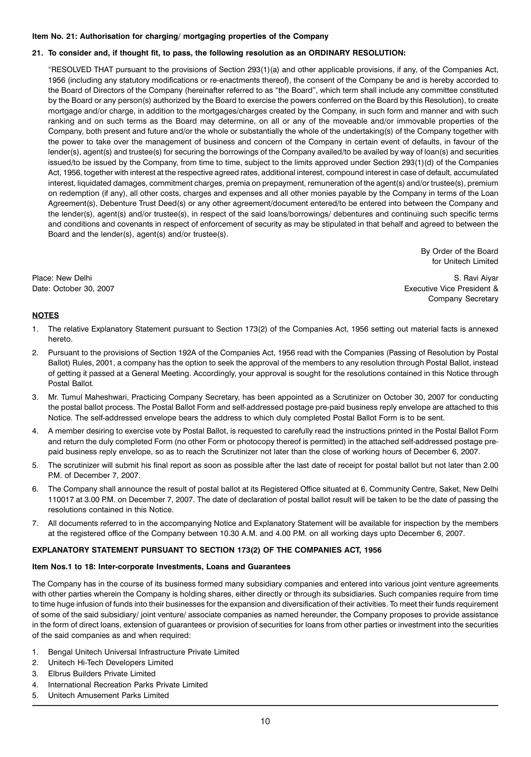**Item No. 21: Authorisation for charging/ mortgaging properties of the Company**

**21. To consider and, if thought fit, to pass, the following resolution as an ORDINARY RESOLUTION:**

"RESOLVED THAT pursuant to the provisions of Section 293(1)(a) and other applicable provisions, if any, of the Companies Act, 1956 (including any statutory modifications or re-enactments thereof), the consent of the Company be and is hereby accorded to the Board of Directors of the Company (hereinafter referred to as "the Board", which term shall include any committee constituted by the Board or any person(s) authorized by the Board to exercise the powers conferred on the Board by this Resolution), to create mortgage and/or charge, in addition to the mortgages/charges created by the Company, in such form and manner and with such ranking and on such terms as the Board may determine, on all or any of the moveable and/or immovable properties of the Company, both present and future and/or the whole or substantially the whole of the undertaking(s) of the Company together with the power to take over the management of business and concern of the Company in certain event of defaults, in favour of the lender(s), agent(s) and trustee(s) for securing the borrowings of the Company availed/to be availed by way of loan(s) and securities issued/to be issued by the Company, from time to time, subject to the limits approved under Section 293(1)(d) of the Companies Act, 1956, together with interest at the respective agreed rates, additional interest, compound interest in case of default, accumulated interest, liquidated damages, commitment charges, premia on prepayment, remuneration of the agent(s) and/or trustee(s), premium on redemption (if any), all other costs, charges and expenses and all other monies payable by the Company in terms of the Loan Agreement(s), Debenture Trust Deed(s) or any other agreement/document entered/to be entered into between the Company and the lender(s), agent(s) and/or trustee(s), in respect of the said loans/borrowings/ debentures and continuing such specific terms and conditions and covenants in respect of enforcement of security as may be stipulated in that behalf and agreed to between the Board and the lender(s), agent(s) and/or trustee(s).

By Order of the Board
for Unitech Limited

Place: New Delhi
Date: October 30, 2007

S. Ravi Aiyar
Executive Vice President &
Company Secretary

**NOTES**

1. The relative Explanatory Statement pursuant to Section 173(2) of the Companies Act, 1956 setting out material facts is annexed hereto.
2. Pursuant to the provisions of Section 192A of the Companies Act, 1956 read with the Companies (Passing of Resolution by Postal Ballot) Rules, 2001, a company has the option to seek the approval of the members to any resolution through Postal Ballot, instead of getting it passed at a General Meeting. Accordingly, your approval is sought for the resolutions contained in this Notice through Postal Ballot.
3. Mr. Tumul Maheshwari, Practicing Company Secretary, has been appointed as a Scrutinizer on October 30, 2007 for conducting the postal ballot process. The Postal Ballot Form and self-addressed postage pre-paid business reply envelope are attached to this Notice. The self-addressed envelope bears the address to which duly completed Postal Ballot Form is to be sent.
4. A member desiring to exercise vote by Postal Ballot, is requested to carefully read the instructions printed in the Postal Ballot Form and return the duly completed Form (no other Form or photocopy thereof is permitted) in the attached self-addressed postage pre-paid business reply envelope, so as to reach the Scrutinizer not later than the close of working hours of December 6, 2007.
5. The scrutinizer will submit his final report as soon as possible after the last date of receipt for postal ballot but not later than 2.00 P.M. of December 7, 2007.
6. The Company shall announce the result of postal ballot at its Registered Office situated at 6, Community Centre, Saket, New Delhi 110017 at 3.00 P.M. on December 7, 2007. The date of declaration of postal ballot result will be taken to be the date of passing the resolutions contained in this Notice.
7. All documents referred to in the accompanying Notice and Explanatory Statement will be available for inspection by the members at the registered office of the Company between 10.30 A.M. and 4.00 P.M. on all working days upto December 6, 2007.

**EXPLANATORY STATEMENT PURSUANT TO SECTION 173(2) OF THE COMPANIES ACT, 1956**

**Item Nos.1 to 18: Inter-corporate Investments, Loans and Guarantees**

The Company has in the course of its business formed many subsidiary companies and entered into various joint venture agreements with other parties wherein the Company is holding shares, either directly or through its subsidiaries. Such companies require from time to time huge infusion of funds into their businesses for the expansion and diversification of their activities. To meet their funds requirement of some of the said subsidiary/ joint venture/ associate companies as named hereunder, the Company proposes to provide assistance in the form of direct loans, extension of guarantees or provision of securities for loans from other parties or investment into the securities of the said companies as and when required:

1. Bengal Unitech Universal Infrastructure Private Limited
2. Unitech Hi-Tech Developers Limited
3. Elbrus Builders Private Limited
4. International Recreation Parks Private Limited
5. Unitech Amusement Parks Limited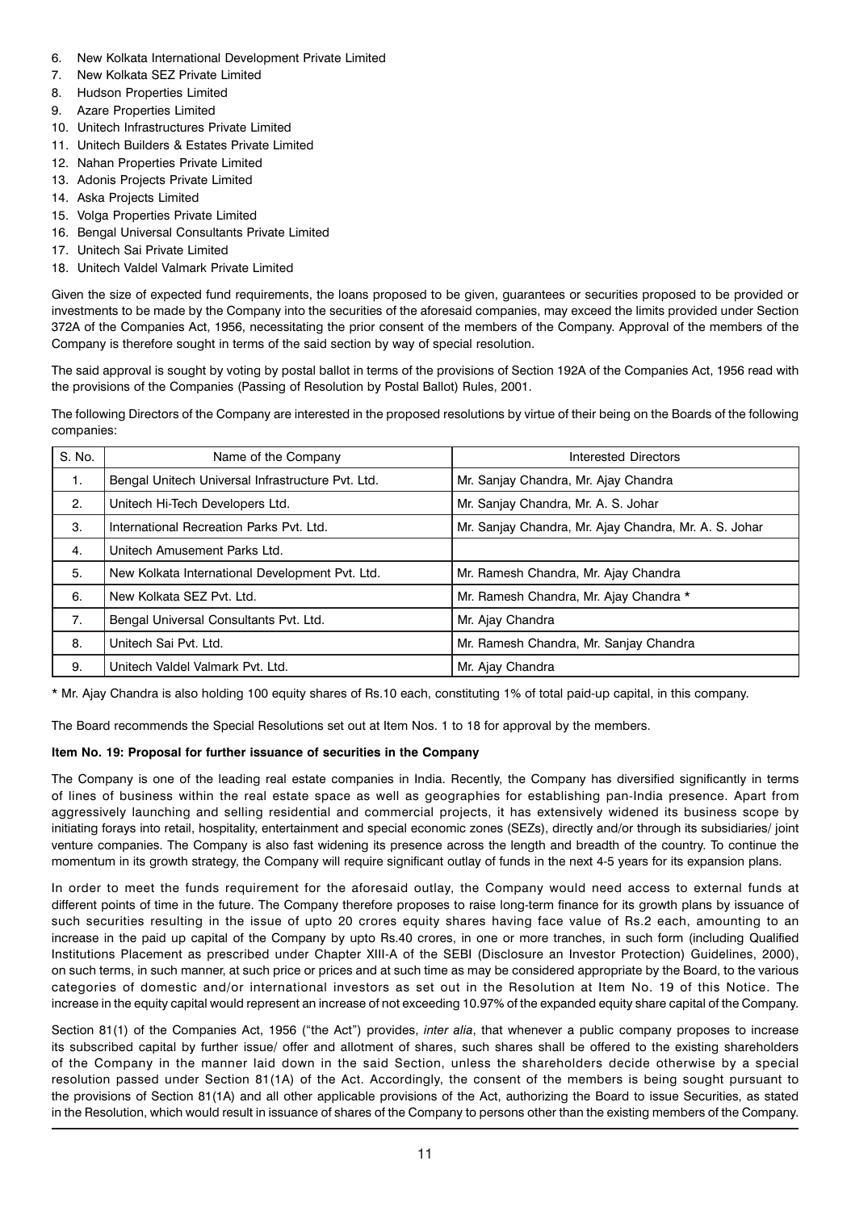6. New Kolkata International Development Private Limited
7. New Kolkata SEZ Private Limited
8. Hudson Properties Limited
9. Azare Properties Limited
10. Unitech Infrastructures Private Limited
11. Unitech Builders & Estates Private Limited
12. Nahan Properties Private Limited
13. Adonis Projects Private Limited
14. Aska Projects Limited
15. Volga Properties Private Limited
16. Bengal Universal Consultants Private Limited
17. Unitech Sai Private Limited
18. Unitech Valdel Valmark Private Limited

Given the size of expected fund requirements, the loans proposed to be given, guarantees or securities proposed to be provided or investments to be made by the Company into the securities of the aforesaid companies, may exceed the limits provided under Section 372A of the Companies Act, 1956, necessitating the prior consent of the members of the Company. Approval of the members of the Company is therefore sought in terms of the said section by way of special resolution.

The said approval is sought by voting by postal ballot in terms of the provisions of Section 192A of the Companies Act, 1956 read with the provisions of the Companies (Passing of Resolution by Postal Ballot) Rules, 2001.

The following Directors of the Company are interested in the proposed resolutions by virtue of their being on the Boards of the following companies:

| S. No. | Name of the Company | Interested Directors |
|---|---|---|
| 1. | Bengal Unitech Universal Infrastructure Pvt. Ltd. | Mr. Sanjay Chandra, Mr. Ajay Chandra |
| 2. | Unitech Hi-Tech Developers Ltd. | Mr. Sanjay Chandra, Mr. A. S. Johar |
| 3. | International Recreation Parks Pvt. Ltd. | Mr. Sanjay Chandra, Mr. Ajay Chandra, Mr. A. S. Johar |
| 4. | Unitech Amusement Parks Ltd. | |
| 5. | New Kolkata International Development Pvt. Ltd. | Mr. Ramesh Chandra, Mr. Ajay Chandra |
| 6. | New Kolkata SEZ Pvt. Ltd. | Mr. Ramesh Chandra, Mr. Ajay Chandra * |
| 7. | Bengal Universal Consultants Pvt. Ltd. | Mr. Ajay Chandra |
| 8. | Unitech Sai Pvt. Ltd. | Mr. Ramesh Chandra, Mr. Sanjay Chandra |
| 9. | Unitech Valdel Valmark Pvt. Ltd. | Mr. Ajay Chandra |

* Mr. Ajay Chandra is also holding 100 equity shares of Rs.10 each, constituting 1% of total paid-up capital, in this company.

The Board recommends the Special Resolutions set out at Item Nos. 1 to 18 for approval by the members.

**Item No. 19: Proposal for further issuance of securities in the Company**

The Company is one of the leading real estate companies in India. Recently, the Company has diversified significantly in terms of lines of business within the real estate space as well as geographies for establishing pan-India presence. Apart from aggressively launching and selling residential and commercial projects, it has extensively widened its business scope by initiating forays into retail, hospitality, entertainment and special economic zones (SEZs), directly and/or through its subsidiaries/ joint venture companies. The Company is also fast widening its presence across the length and breadth of the country. To continue the momentum in its growth strategy, the Company will require significant outlay of funds in the next 4-5 years for its expansion plans.

In order to meet the funds requirement for the aforesaid outlay, the Company would need access to external funds at different points of time in the future. The Company therefore proposes to raise long-term finance for its growth plans by issuance of such securities resulting in the issue of upto 20 crores equity shares having face value of Rs.2 each, amounting to an increase in the paid up capital of the Company by upto Rs.40 crores, in one or more tranches, in such form (including Qualified Institutions Placement as prescribed under Chapter XIII-A of the SEBI (Disclosure an Investor Protection) Guidelines, 2000), on such terms, in such manner, at such price or prices and at such time as may be considered appropriate by the Board, to the various categories of domestic and/or international investors as set out in the Resolution at Item No. 19 of this Notice. The increase in the equity capital would represent an increase of not exceeding 10.97% of the expanded equity share capital of the Company.

Section 81(1) of the Companies Act, 1956 ("the Act") provides, *inter alia*, that whenever a public company proposes to increase its subscribed capital by further issue/ offer and allotment of shares, such shares shall be offered to the existing shareholders of the Company in the manner laid down in the said Section, unless the shareholders decide otherwise by a special resolution passed under Section 81(1A) of the Act. Accordingly, the consent of the members is being sought pursuant to the provisions of Section 81(1A) and all other applicable provisions of the Act, authorizing the Board to issue Securities, as stated in the Resolution, which would result in issuance of shares of the Company to persons other than the existing members of the Company.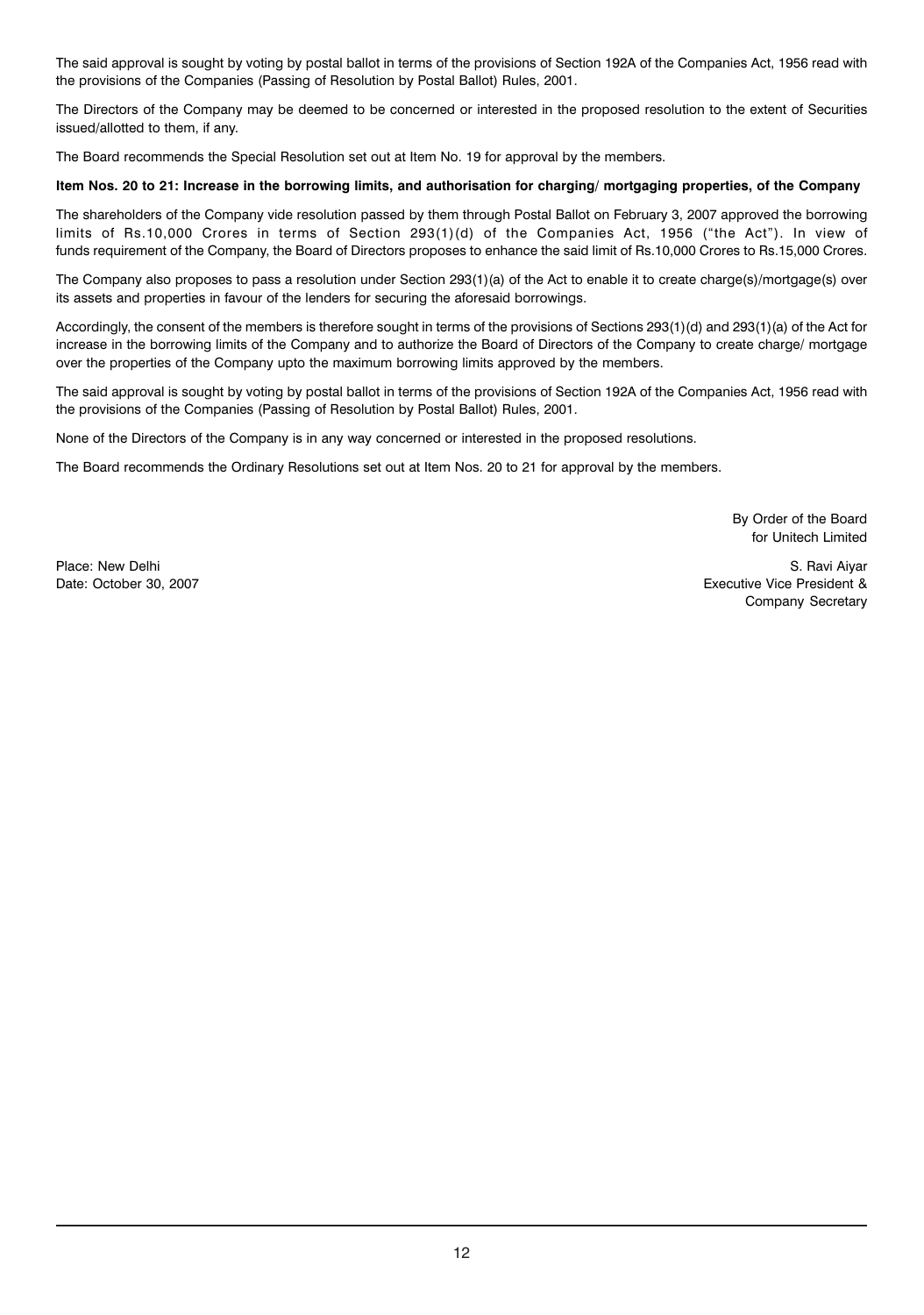The said approval is sought by voting by postal ballot in terms of the provisions of Section 192A of the Companies Act, 1956 read with the provisions of the Companies (Passing of Resolution by Postal Ballot) Rules, 2001.

The Directors of the Company may be deemed to be concerned or interested in the proposed resolution to the extent of Securities issued/allotted to them, if any.

The Board recommends the Special Resolution set out at Item No. 19 for approval by the members.

**Item Nos. 20 to 21: Increase in the borrowing limits, and authorisation for charging/ mortgaging properties, of the Company**

The shareholders of the Company vide resolution passed by them through Postal Ballot on February 3, 2007 approved the borrowing limits of Rs.10,000 Crores in terms of Section 293(1)(d) of the Companies Act, 1956 ("the Act"). In view of funds requirement of the Company, the Board of Directors proposes to enhance the said limit of Rs.10,000 Crores to Rs.15,000 Crores.

The Company also proposes to pass a resolution under Section 293(1)(a) of the Act to enable it to create charge(s)/mortgage(s) over its assets and properties in favour of the lenders for securing the aforesaid borrowings.

Accordingly, the consent of the members is therefore sought in terms of the provisions of Sections 293(1)(d) and 293(1)(a) of the Act for increase in the borrowing limits of the Company and to authorize the Board of Directors of the Company to create charge/ mortgage over the properties of the Company upto the maximum borrowing limits approved by the members.

The said approval is sought by voting by postal ballot in terms of the provisions of Section 192A of the Companies Act, 1956 read with the provisions of the Companies (Passing of Resolution by Postal Ballot) Rules, 2001.

None of the Directors of the Company is in any way concerned or interested in the proposed resolutions.

The Board recommends the Ordinary Resolutions set out at Item Nos. 20 to 21 for approval by the members.

By Order of the Board
for Unitech Limited

Place: New Delhi
Date: October 30, 2007

S. Ravi Aiyar
Executive Vice President &
Company Secretary